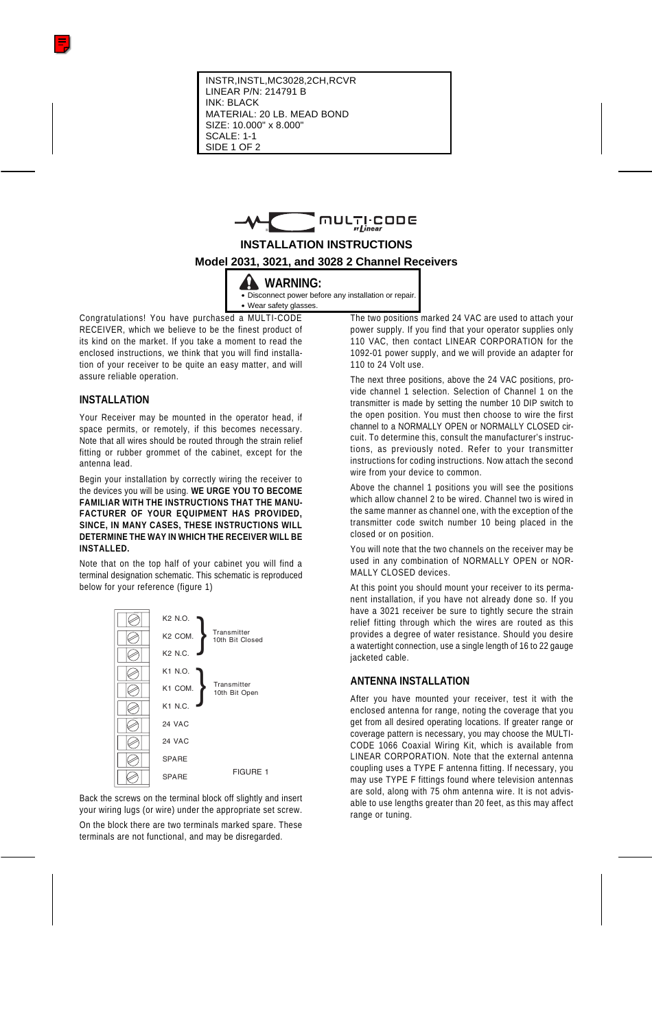INSTR,INSTL,MC3028,2CH,RCVR
LINEAR P/N: 214791 B
INK: BLACK
MATERIAL: 20 LB. MEAD BOND
SIZE: 10.000" x 8.000"
SCALE: 1-1
SIDE 1 OF 2

MULTI-CODE by Linear

# INSTALLATION INSTRUCTIONS

## Model 2031, 3021, and 3028 2 Channel Receivers

**WARNING:**

- Disconnect power before any installation or repair.
- Wear safety glasses.

Congratulations! You have purchased a MULTI-CODE RECEIVER, which we believe to be the finest product of its kind on the market. If you take a moment to read the enclosed instructions, we think that you will find installation of your receiver to be quite an easy matter, and will assure reliable operation.

## INSTALLATION

Your Receiver may be mounted in the operator head, if space permits, or remotely, if this becomes necessary. Note that all wires should be routed through the strain relief fitting or rubber grommet of the cabinet, except for the antenna lead.

Begin your installation by correctly wiring the receiver to the devices you will be using. **WE URGE YOU TO BECOME FAMILIAR WITH THE INSTRUCTIONS THAT THE MANUFACTURER OF YOUR EQUIPMENT HAS PROVIDED, SINCE, IN MANY CASES, THESE INSTRUCTIONS WILL DETERMINE THE WAY IN WHICH THE RECEIVER WILL BE INSTALLED.**

Note that on the top half of your cabinet you will find a terminal designation schematic. This schematic is reproduced below for your reference (figure 1)

| Terminal | |
|---|---|
| K2 N.O. | Transmitter 10th Bit Closed |
| K2 COM. | |
| K2 N.C. | |
| K1 N.O. | Transmitter 10th Bit Open |
| K1 COM. | |
| K1 N.C. | |
| 24 VAC | |
| 24 VAC | |
| SPARE | |
| SPARE | |

FIGURE 1

Back the screws on the terminal block off slightly and insert your wiring lugs (or wire) under the appropriate set screw.

On the block there are two terminals marked spare. These terminals are not functional, and may be disregarded.

The two positions marked 24 VAC are used to attach your power supply. If you find that your operator supplies only 110 VAC, then contact LINEAR CORPORATION for the 1092-01 power supply, and we will provide an adapter for 110 to 24 Volt use.

The next three positions, above the 24 VAC positions, provide channel 1 selection. Selection of Channel 1 on the transmitter is made by setting the number 10 DIP switch to the open position. You must then choose to wire the first channel to a NORMALLY OPEN or NORMALLY CLOSED circuit. To determine this, consult the manufacturer's instructions, as previously noted. Refer to your transmitter instructions for coding instructions. Now attach the second wire from your device to common.

Above the channel 1 positions you will see the positions which allow channel 2 to be wired. Channel two is wired in the same manner as channel one, with the exception of the transmitter code switch number 10 being placed in the closed or on position.

You will note that the two channels on the receiver may be used in any combination of NORMALLY OPEN or NORMALLY CLOSED devices.

At this point you should mount your receiver to its permanent installation, if you have not already done so. If you have a 3021 receiver be sure to tightly secure the strain relief fitting through which the wires are routed as this provides a degree of water resistance. Should you desire a watertight connection, use a single length of 16 to 22 gauge jacketed cable.

## ANTENNA INSTALLATION

After you have mounted your receiver, test it with the enclosed antenna for range, noting the coverage that you get from all desired operating locations. If greater range or coverage pattern is necessary, you may choose the MULTI-CODE 1066 Coaxial Wiring Kit, which is available from LINEAR CORPORATION. Note that the external antenna coupling uses a TYPE F antenna fitting. If necessary, you may use TYPE F fittings found where television antennas are sold, along with 75 ohm antenna wire. It is not advisable to use lengths greater than 20 feet, as this may affect range or tuning.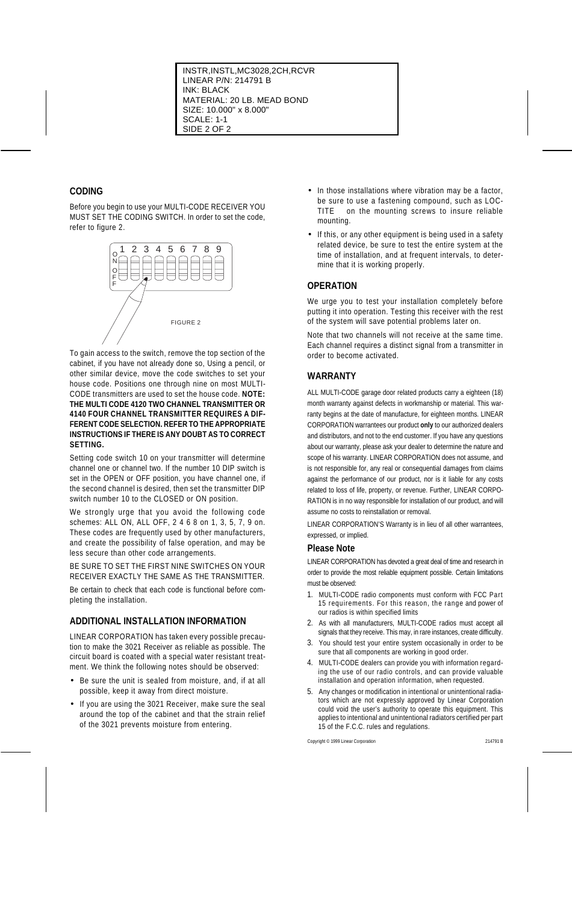INSTR,INSTL,MC3028,2CH,RCVR
LINEAR P/N: 214791 B
INK: BLACK
MATERIAL: 20 LB. MEAD BOND
SIZE: 10.000" x 8.000"
SCALE: 1-1
SIDE 2 OF 2

## CODING

Before you begin to use your MULTI-CODE RECEIVER YOU MUST SET THE CODING SWITCH. In order to set the code, refer to figure 2.

ON
OFF
1 2 3 4 5 6 7 8 9

FIGURE 2

To gain access to the switch, remove the top section of the cabinet, if you have not already done so, Using a pencil, or other similar device, move the code switches to set your house code. Positions one through nine on most MULTI-CODE transmitters are used to set the house code. **NOTE: THE MULTI CODE 4120 TWO CHANNEL TRANSMITTER OR 4140 FOUR CHANNEL TRANSMITTER REQUIRES A DIFFERENT CODE SELECTION. REFER TO THE APPROPRIATE INSTRUCTIONS IF THERE IS ANY DOUBT AS TO CORRECT SETTING.**

Setting code switch 10 on your transmitter will determine channel one or channel two. If the number 10 DIP switch is set in the OPEN or OFF position, you have channel one, if the second channel is desired, then set the transmitter DIP switch number 10 to the CLOSED or ON position.

We strongly urge that you avoid the following code schemes: ALL ON, ALL OFF, 2 4 6 8 on 1, 3, 5, 7, 9 on. These codes are frequently used by other manufacturers, and create the possibility of false operation, and may be less secure than other code arrangements.

BE SURE TO SET THE FIRST NINE SWITCHES ON YOUR RECEIVER EXACTLY THE SAME AS THE TRANSMITTER.

Be certain to check that each code is functional before completing the installation.

## ADDITIONAL INSTALLATION INFORMATION

LINEAR CORPORATION has taken every possible precaution to make the 3021 Receiver as reliable as possible. The circuit board is coated with a special water resistant treatment. We think the following notes should be observed:

- Be sure the unit is sealed from moisture, and, if at all possible, keep it away from direct moisture.
- If you are using the 3021 Receiver, make sure the seal around the top of the cabinet and that the strain relief of the 3021 prevents moisture from entering.
- In those installations where vibration may be a factor, be sure to use a fastening compound, such as LOC-TITE on the mounting screws to insure reliable mounting.
- If this, or any other equipment is being used in a safety related device, be sure to test the entire system at the time of installation, and at frequent intervals, to determine that it is working properly.

## OPERATION

We urge you to test your installation completely before putting it into operation. Testing this receiver with the rest of the system will save potential problems later on.

Note that two channels will not receive at the same time. Each channel requires a distinct signal from a transmitter in order to become activated.

## WARRANTY

ALL MULTI-CODE garage door related products carry a eighteen (18) month warranty against defects in workmanship or material. This warranty begins at the date of manufacture, for eighteen months. LINEAR CORPORATION warrantees our product **only** to our authorized dealers and distributors, and not to the end customer. If you have any questions about our warranty, please ask your dealer to determine the nature and scope of his warranty. LINEAR CORPORATION does not assume, and is not responsible for, any real or consequential damages from claims against the performance of our product, nor is it liable for any costs related to loss of life, property, or revenue. Further, LINEAR CORPORATION is in no way responsible for installation of our product, and will assume no costs to reinstallation or removal.

LINEAR CORPORATION'S Warranty is in lieu of all other warrantees, expressed, or implied.

### Please Note

LINEAR CORPORATION has devoted a great deal of time and research in order to provide the most reliable equipment possible. Certain limitations must be observed:

1. MULTI-CODE radio components must conform with FCC Part 15 requirements. For this reason, the range and power of our radios is within specified limits
2. As with all manufacturers, MULTI-CODE radios must accept all signals that they receive. This may, in rare instances, create difficulty.
3. You should test your entire system occasionally in order to be sure that all components are working in good order.
4. MULTI-CODE dealers can provide you with information regarding the use of our radio controls, and can provide valuable installation and operation information, when requested.
5. Any changes or modification in intentional or unintentional radiators which are not expressly approved by Linear Corporation could void the user's authority to operate this equipment. This applies to intentional and unintentional radiators certified per part 15 of the F.C.C. rules and regulations.

Copyright © 1999 Linear Corporation 214791 B